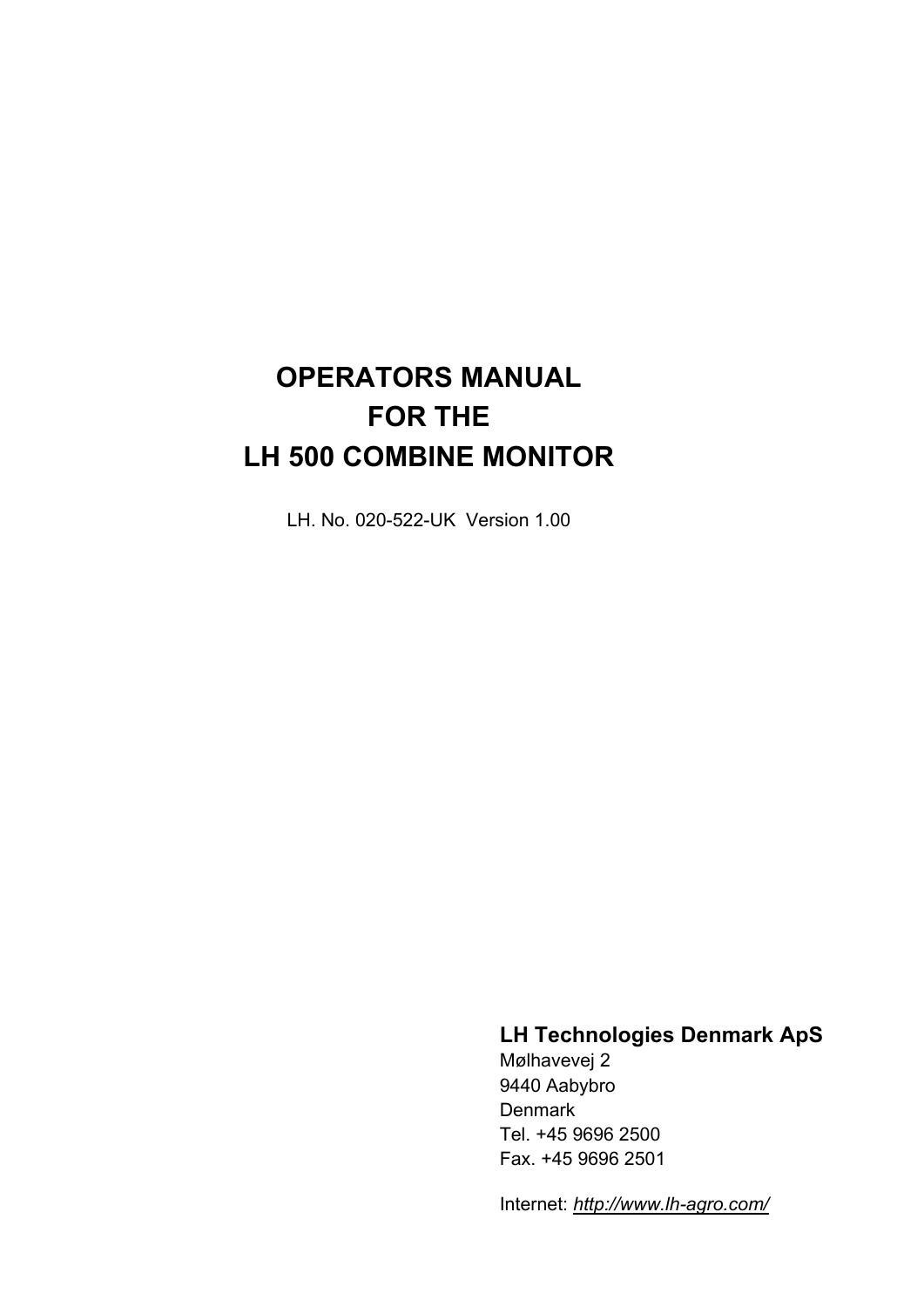# OPERATORS MANUAL
# FOR THE
# LH 500 COMBINE MONITOR

LH. No. 020-522-UK Version 1.00

**LH Technologies Denmark ApS**
Mølhavevej 2
9440 Aabybro
Denmark
Tel. +45 9696 2500
Fax. +45 9696 2501

Internet: *http://www.lh-agro.com/*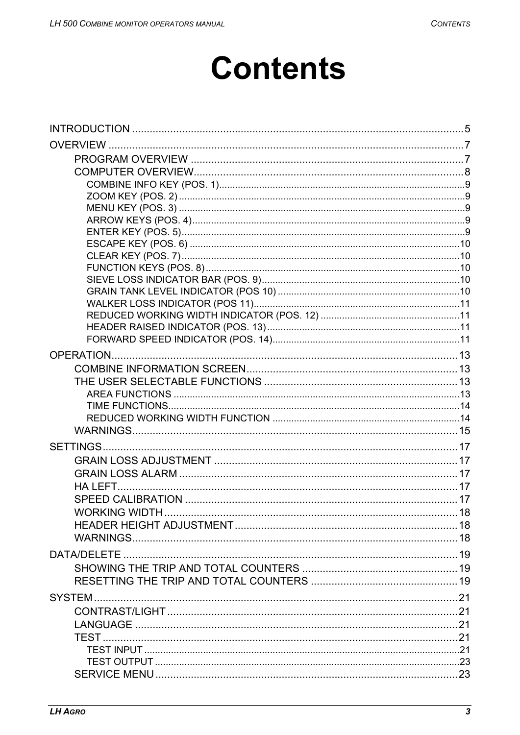# Contents

- INTRODUCTION .......... 5
- OVERVIEW .......... 7
  - PROGRAM OVERVIEW .......... 7
  - COMPUTER OVERVIEW .......... 8
    - COMBINE INFO KEY (POS. 1) .......... 9
    - ZOOM KEY (POS. 2) .......... 9
    - MENU KEY (POS. 3) .......... 9
    - ARROW KEYS (POS. 4) .......... 9
    - ENTER KEY (POS. 5) .......... 9
    - ESCAPE KEY (POS. 6) .......... 10
    - CLEAR KEY (POS. 7) .......... 10
    - FUNCTION KEYS (POS. 8) .......... 10
    - SIEVE LOSS INDICATOR BAR (POS. 9) .......... 10
    - GRAIN TANK LEVEL INDICATOR (POS 10) .......... 10
    - WALKER LOSS INDICATOR (POS 11) .......... 11
    - REDUCED WORKING WIDTH INDICATOR (POS. 12) .......... 11
    - HEADER RAISED INDICATOR (POS. 13) .......... 11
    - FORWARD SPEED INDICATOR (POS. 14) .......... 11
- OPERATION .......... 13
  - COMBINE INFORMATION SCREEN .......... 13
  - THE USER SELECTABLE FUNCTIONS .......... 13
    - AREA FUNCTIONS .......... 13
    - TIME FUNCTIONS .......... 14
    - REDUCED WORKING WIDTH FUNCTION .......... 14
  - WARNINGS .......... 15
- SETTINGS .......... 17
  - GRAIN LOSS ADJUSTMENT .......... 17
  - GRAIN LOSS ALARM .......... 17
  - HA LEFT .......... 17
  - SPEED CALIBRATION .......... 17
  - WORKING WIDTH .......... 18
  - HEADER HEIGHT ADJUSTMENT .......... 18
  - WARNINGS .......... 18
- DATA/DELETE .......... 19
  - SHOWING THE TRIP AND TOTAL COUNTERS .......... 19
  - RESETTING THE TRIP AND TOTAL COUNTERS .......... 19
- SYSTEM .......... 21
  - CONTRAST/LIGHT .......... 21
  - LANGUAGE .......... 21
  - TEST .......... 21
    - TEST INPUT .......... 21
    - TEST OUTPUT .......... 23
  - SERVICE MENU .......... 23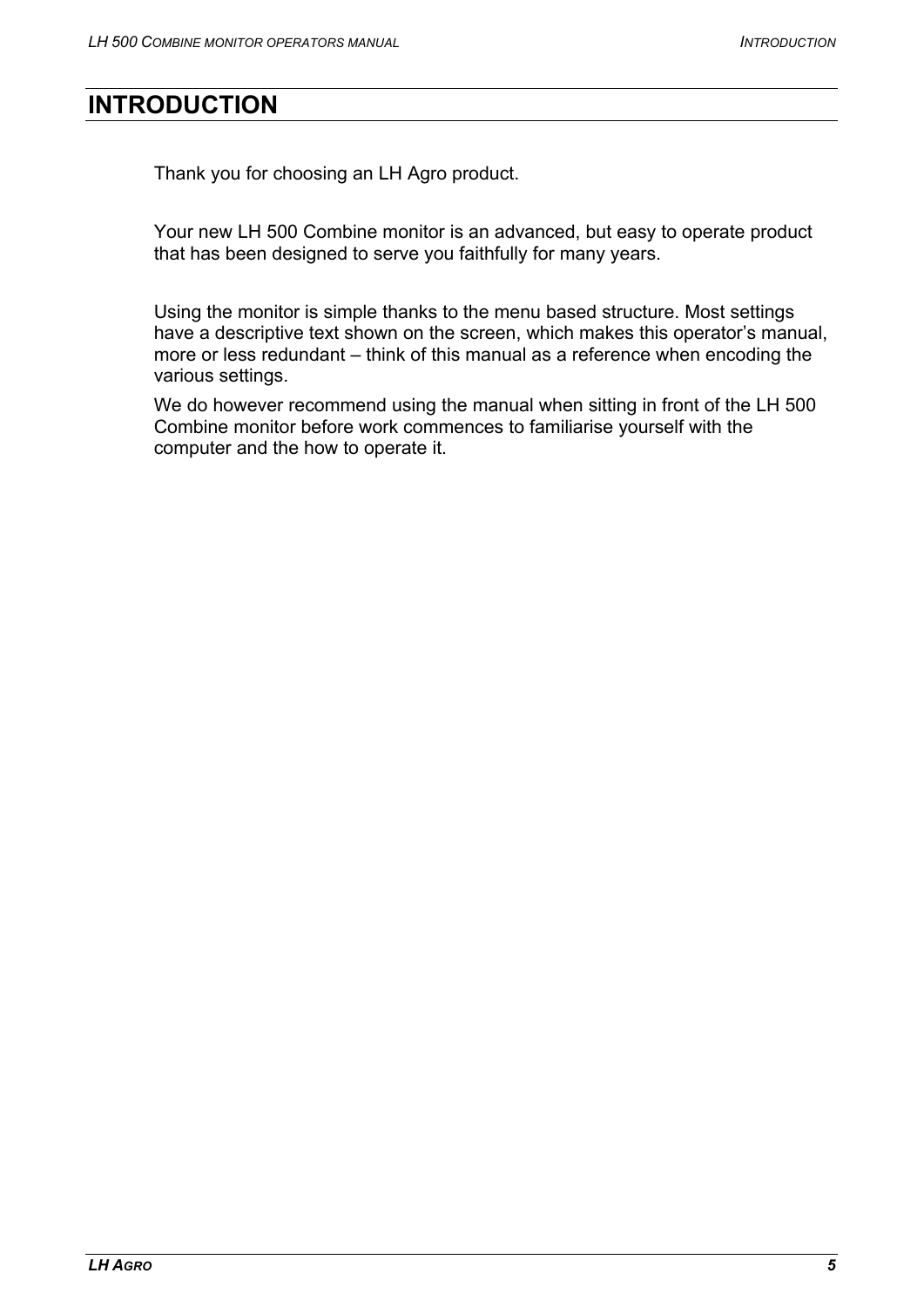# INTRODUCTION

Thank you for choosing an LH Agro product.

Your new LH 500 Combine monitor is an advanced, but easy to operate product that has been designed to serve you faithfully for many years.

Using the monitor is simple thanks to the menu based structure. Most settings have a descriptive text shown on the screen, which makes this operator's manual, more or less redundant – think of this manual as a reference when encoding the various settings.

We do however recommend using the manual when sitting in front of the LH 500 Combine monitor before work commences to familiarise yourself with the computer and the how to operate it.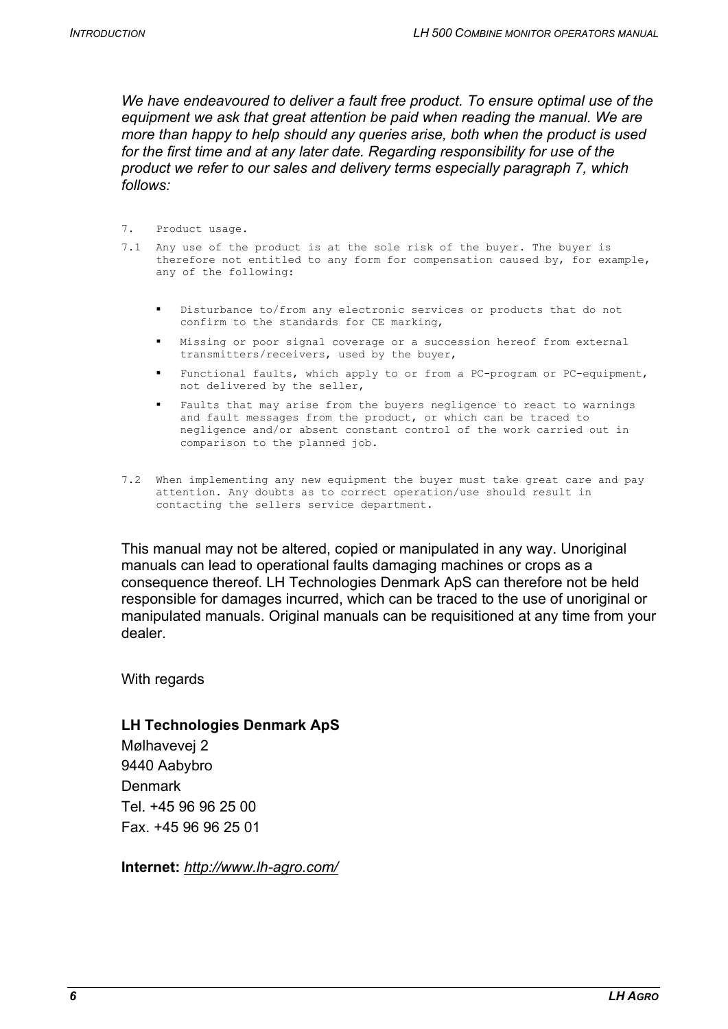*We have endeavoured to deliver a fault free product. To ensure optimal use of the equipment we ask that great attention be paid when reading the manual. We are more than happy to help should any queries arise, both when the product is used for the first time and at any later date. Regarding responsibility for use of the product we refer to our sales and delivery terms especially paragraph 7, which follows:*

7. Product usage.

7.1 Any use of the product is at the sole risk of the buyer. The buyer is therefore not entitled to any form for compensation caused by, for example, any of the following:

- Disturbance to/from any electronic services or products that do not confirm to the standards for CE marking,
- Missing or poor signal coverage or a succession hereof from external transmitters/receivers, used by the buyer,
- Functional faults, which apply to or from a PC-program or PC-equipment, not delivered by the seller,
- Faults that may arise from the buyers negligence to react to warnings and fault messages from the product, or which can be traced to negligence and/or absent constant control of the work carried out in comparison to the planned job.

7.2 When implementing any new equipment the buyer must take great care and pay attention. Any doubts as to correct operation/use should result in contacting the sellers service department.

This manual may not be altered, copied or manipulated in any way. Unoriginal manuals can lead to operational faults damaging machines or crops as a consequence thereof. LH Technologies Denmark ApS can therefore not be held responsible for damages incurred, which can be traced to the use of unoriginal or manipulated manuals. Original manuals can be requisitioned at any time from your dealer.

With regards

**LH Technologies Denmark ApS**
Mølhavevej 2
9440 Aabybro
Denmark
Tel. +45 96 96 25 00
Fax. +45 96 96 25 01

**Internet:** *http://www.lh-agro.com/*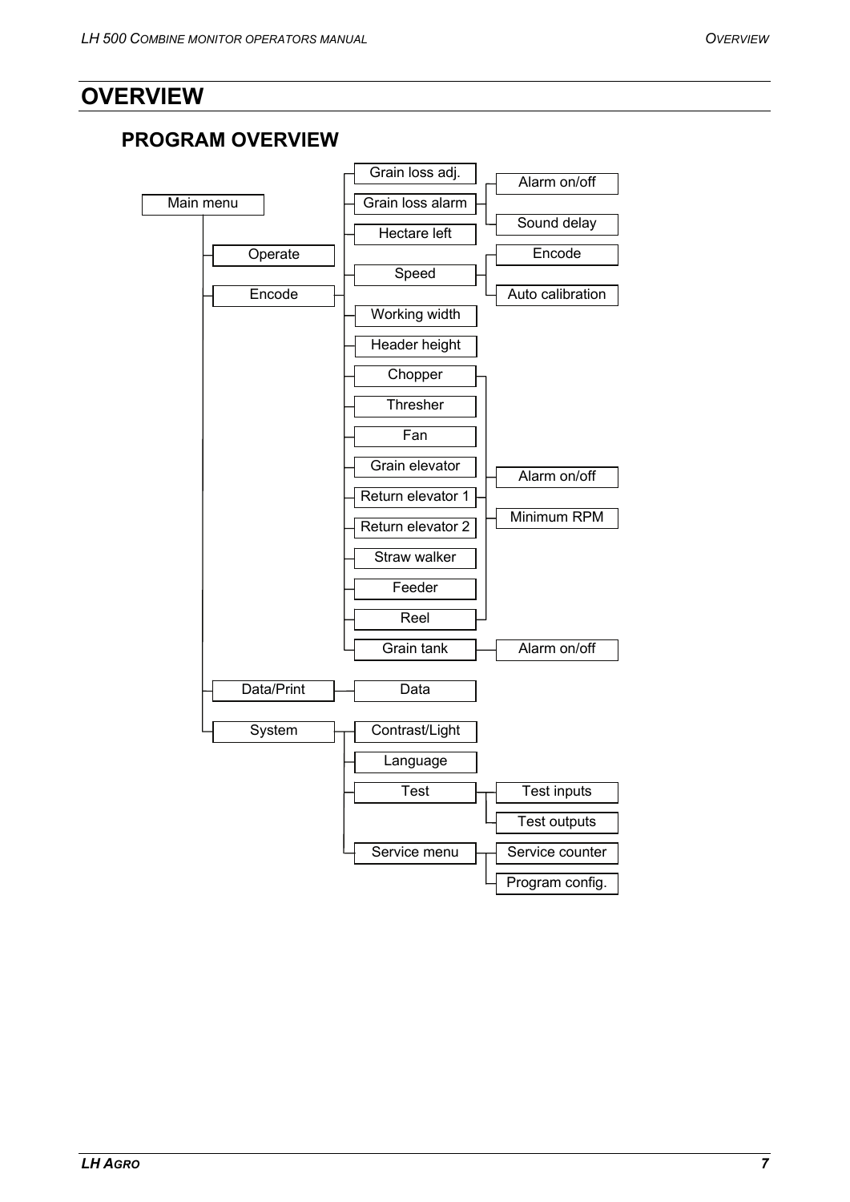# OVERVIEW

## PROGRAM OVERVIEW

- Main menu
  - Operate
  - Encode
    - Grain loss adj.
    - Grain loss alarm
      - Alarm on/off
      - Sound delay
    - Hectare left
    - Speed
      - Encode
      - Auto calibration
    - Working width
    - Header height
    - Chopper
    - Thresher
    - Fan
    - Grain elevator
    - Return elevator 1
    - Return elevator 2
    - Straw walker
    - Feeder
    - Reel
      - (Chopper through Reel): Alarm on/off, Minimum RPM
    - Grain tank
      - Alarm on/off
  - Data/Print
    - Data
  - System
    - Contrast/Light
    - Language
    - Test
      - Test inputs
      - Test outputs
    - Service menu
      - Service counter
      - Program config.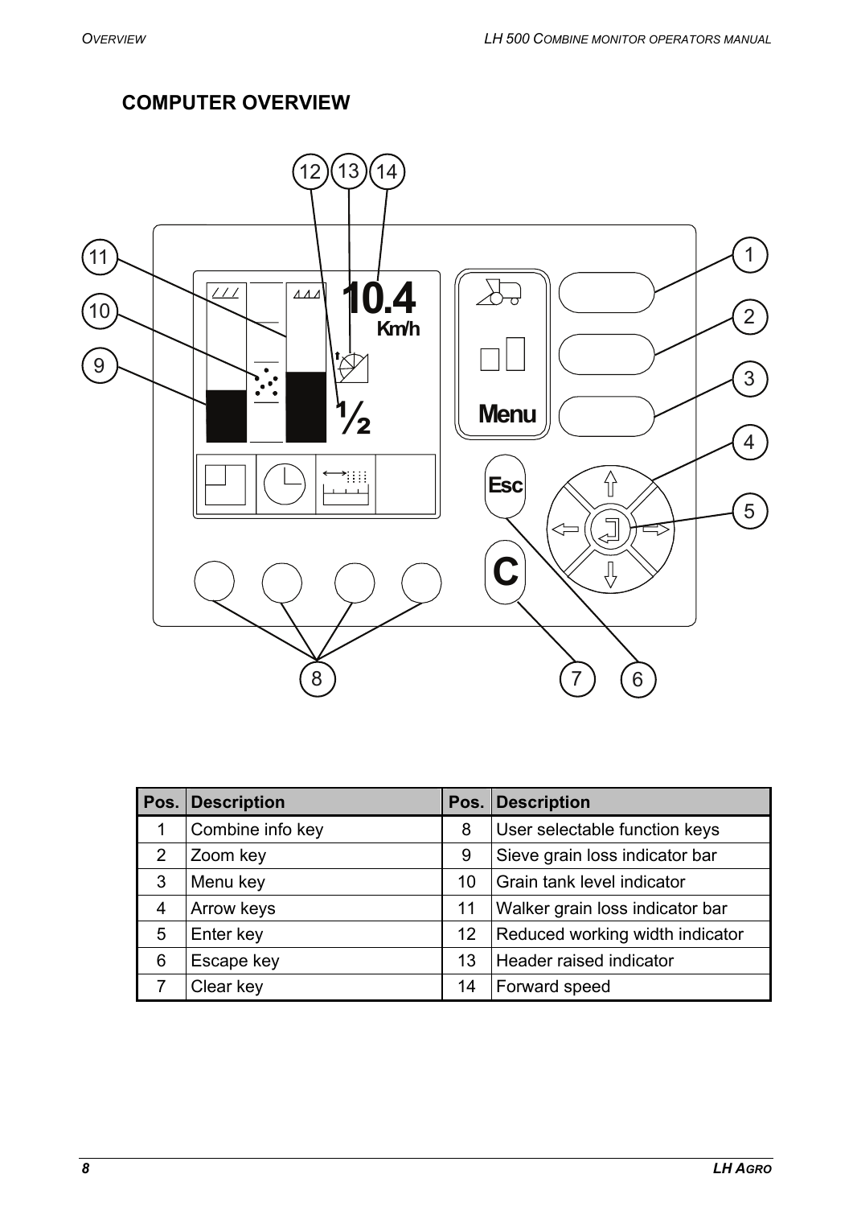## COMPUTER OVERVIEW

| Pos. | Description | Pos. | Description |
|---|---|---|---|
| 1 | Combine info key | 8 | User selectable function keys |
| 2 | Zoom key | 9 | Sieve grain loss indicator bar |
| 3 | Menu key | 10 | Grain tank level indicator |
| 4 | Arrow keys | 11 | Walker grain loss indicator bar |
| 5 | Enter key | 12 | Reduced working width indicator |
| 6 | Escape key | 13 | Header raised indicator |
| 7 | Clear key | 14 | Forward speed |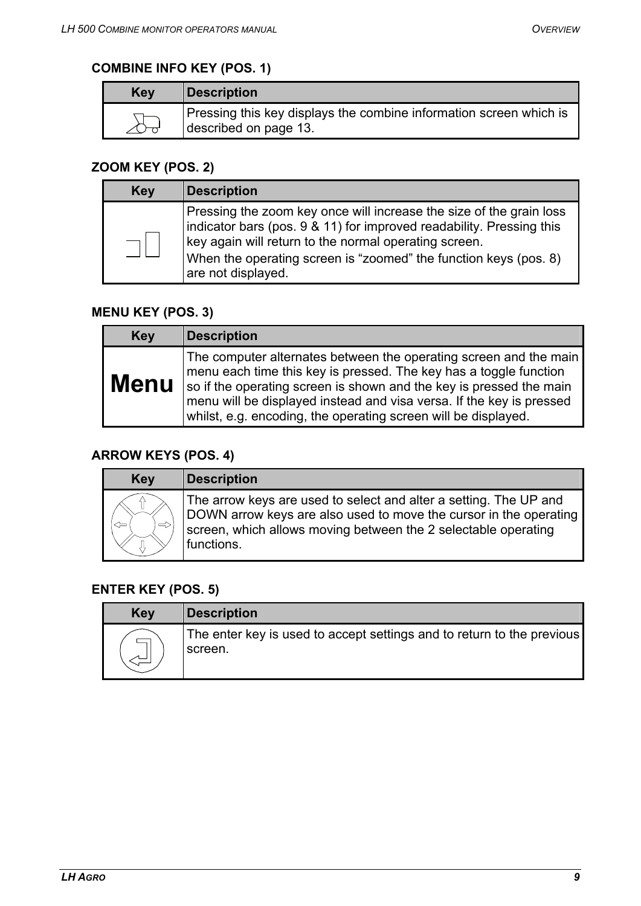### COMBINE INFO KEY (POS. 1)

| Key | Description |
|---|---|
| | Pressing this key displays the combine information screen which is described on page 13. |

### ZOOM KEY (POS. 2)

| Key | Description |
|---|---|
| | Pressing the zoom key once will increase the size of the grain loss indicator bars (pos. 9 & 11) for improved readability. Pressing this key again will return to the normal operating screen.<br>When the operating screen is "zoomed" the function keys (pos. 8) are not displayed. |

### MENU KEY (POS. 3)

| Key | Description |
|---|---|
| **Menu** | The computer alternates between the operating screen and the main menu each time this key is pressed. The key has a toggle function so if the operating screen is shown and the key is pressed the main menu will be displayed instead and visa versa. If the key is pressed whilst, e.g. encoding, the operating screen will be displayed. |

### ARROW KEYS (POS. 4)

| Key | Description |
|---|---|
| | The arrow keys are used to select and alter a setting. The UP and DOWN arrow keys are also used to move the cursor in the operating screen, which allows moving between the 2 selectable operating functions. |

### ENTER KEY (POS. 5)

| Key | Description |
|---|---|
| | The enter key is used to accept settings and to return to the previous screen. |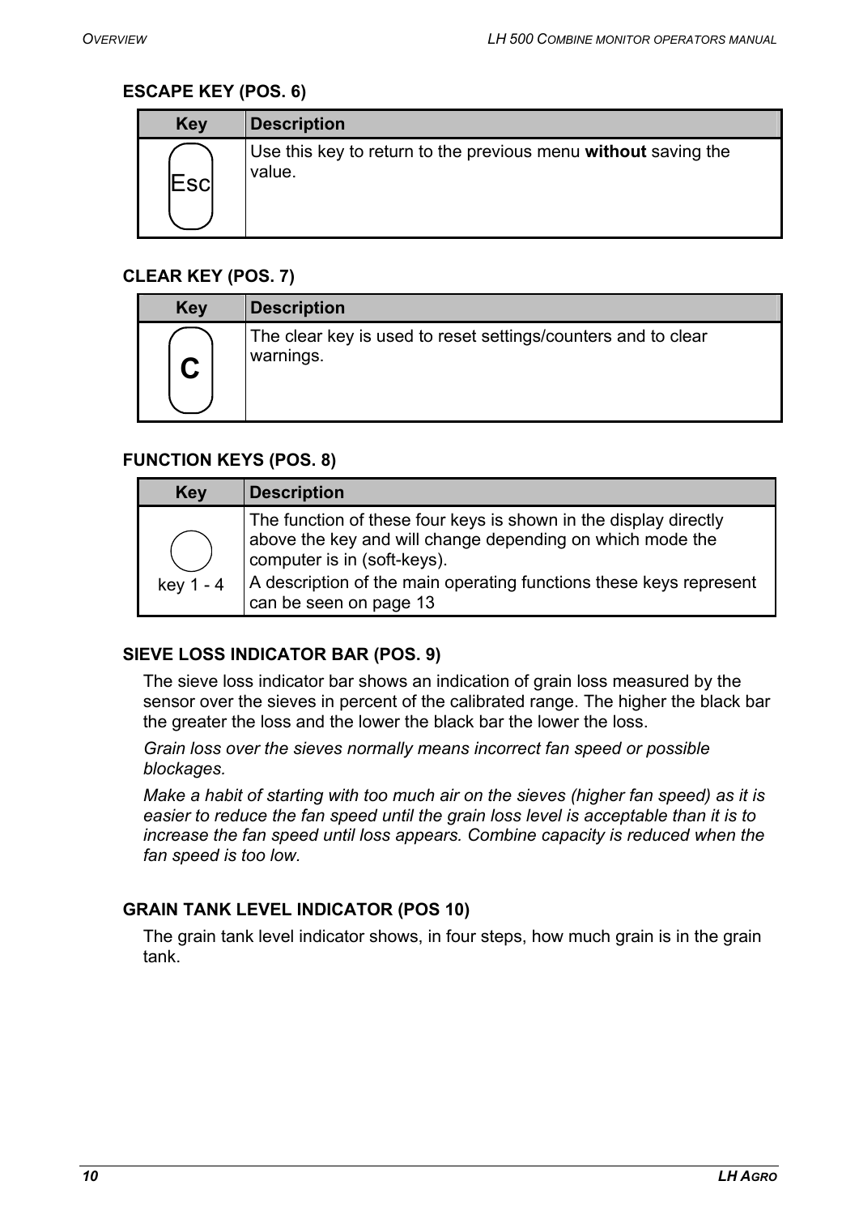### ESCAPE KEY (POS. 6)

| Key | Description |
|---|---|
| Esc | Use this key to return to the previous menu **without** saving the value. |

### CLEAR KEY (POS. 7)

| Key | Description |
|---|---|
| C | The clear key is used to reset settings/counters and to clear warnings. |

### FUNCTION KEYS (POS. 8)

| Key | Description |
|---|---|
| key 1 - 4 | The function of these four keys is shown in the display directly above the key and will change depending on which mode the computer is in (soft-keys).<br>A description of the main operating functions these keys represent can be seen on page 13 |

### SIEVE LOSS INDICATOR BAR (POS. 9)

The sieve loss indicator bar shows an indication of grain loss measured by the sensor over the sieves in percent of the calibrated range. The higher the black bar the greater the loss and the lower the black bar the lower the loss.

*Grain loss over the sieves normally means incorrect fan speed or possible blockages.*

*Make a habit of starting with too much air on the sieves (higher fan speed) as it is easier to reduce the fan speed until the grain loss level is acceptable than it is to increase the fan speed until loss appears. Combine capacity is reduced when the fan speed is too low.*

### GRAIN TANK LEVEL INDICATOR (POS 10)

The grain tank level indicator shows, in four steps, how much grain is in the grain tank.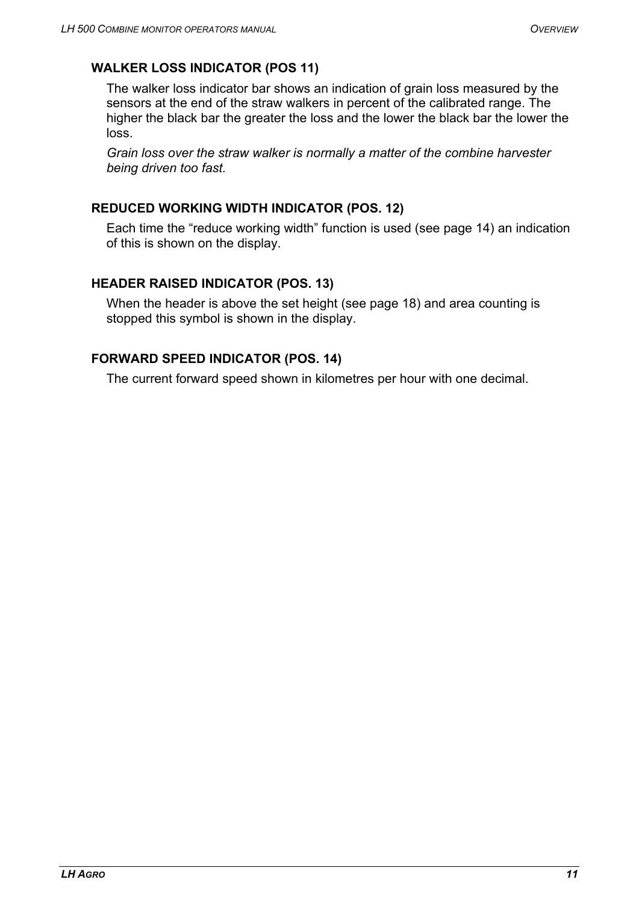### WALKER LOSS INDICATOR (POS 11)

The walker loss indicator bar shows an indication of grain loss measured by the sensors at the end of the straw walkers in percent of the calibrated range. The higher the black bar the greater the loss and the lower the black bar the lower the loss.

*Grain loss over the straw walker is normally a matter of the combine harvester being driven too fast.*

### REDUCED WORKING WIDTH INDICATOR (POS. 12)

Each time the "reduce working width" function is used (see page 14) an indication of this is shown on the display.

### HEADER RAISED INDICATOR (POS. 13)

When the header is above the set height (see page 18) and area counting is stopped this symbol is shown in the display.

### FORWARD SPEED INDICATOR (POS. 14)

The current forward speed shown in kilometres per hour with one decimal.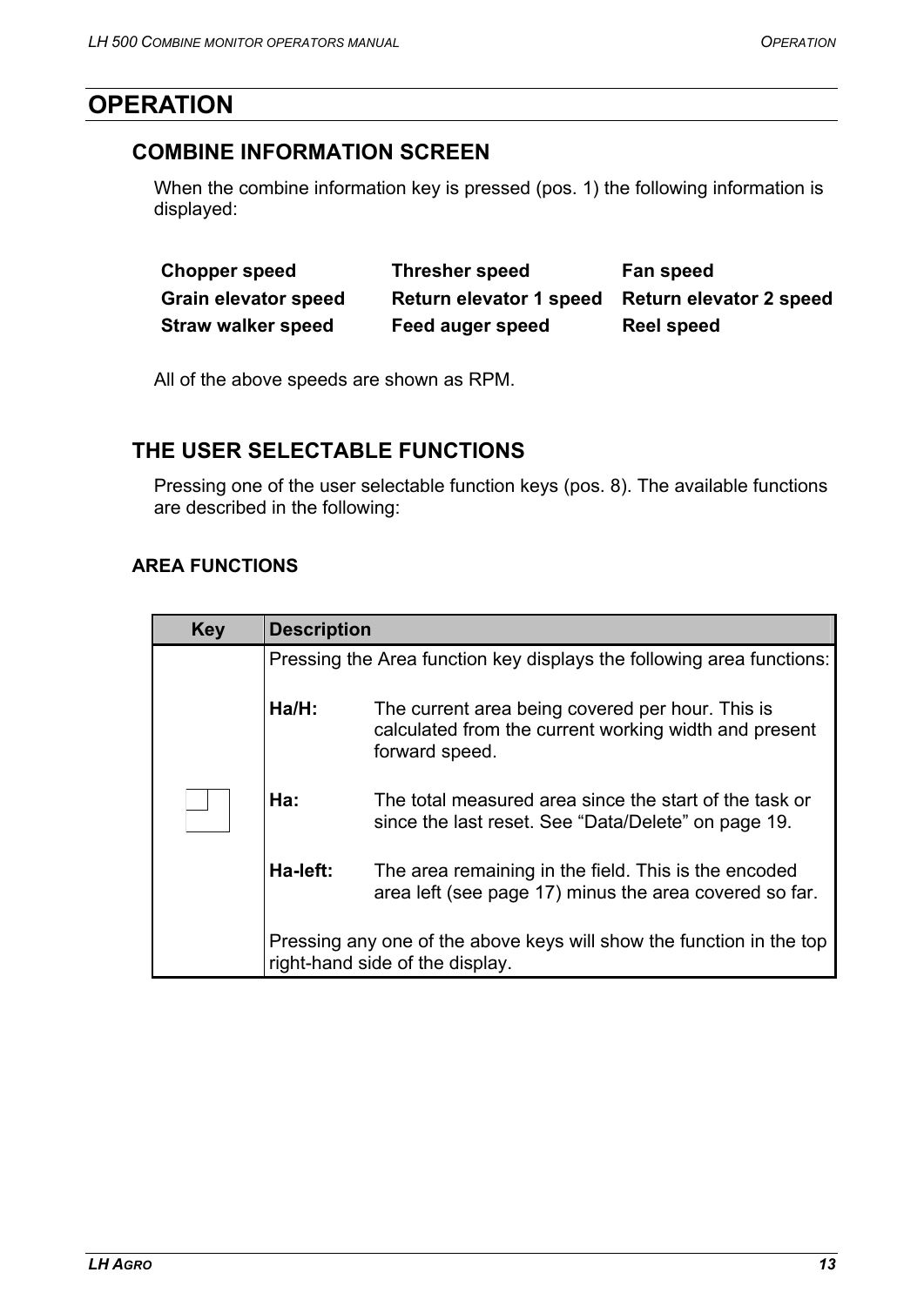# OPERATION

## COMBINE INFORMATION SCREEN

When the combine information key is pressed (pos. 1) the following information is displayed:

| | | |
|---|---|---|
| **Chopper speed** | **Thresher speed** | **Fan speed** |
| **Grain elevator speed** | **Return elevator 1 speed** | **Return elevator 2 speed** |
| **Straw walker speed** | **Feed auger speed** | **Reel speed** |

All of the above speeds are shown as RPM.

## THE USER SELECTABLE FUNCTIONS

Pressing one of the user selectable function keys (pos. 8). The available functions are described in the following:

### AREA FUNCTIONS

| Key | Description |
|---|---|
| | Pressing the Area function key displays the following area functions:<br><br>**Ha/H:** The current area being covered per hour. This is calculated from the current working width and present forward speed.<br><br>**Ha:** The total measured area since the start of the task or since the last reset. See “Data/Delete” on page 19.<br><br>**Ha-left:** The area remaining in the field. This is the encoded area left (see page 17) minus the area covered so far.<br><br>Pressing any one of the above keys will show the function in the top right-hand side of the display. |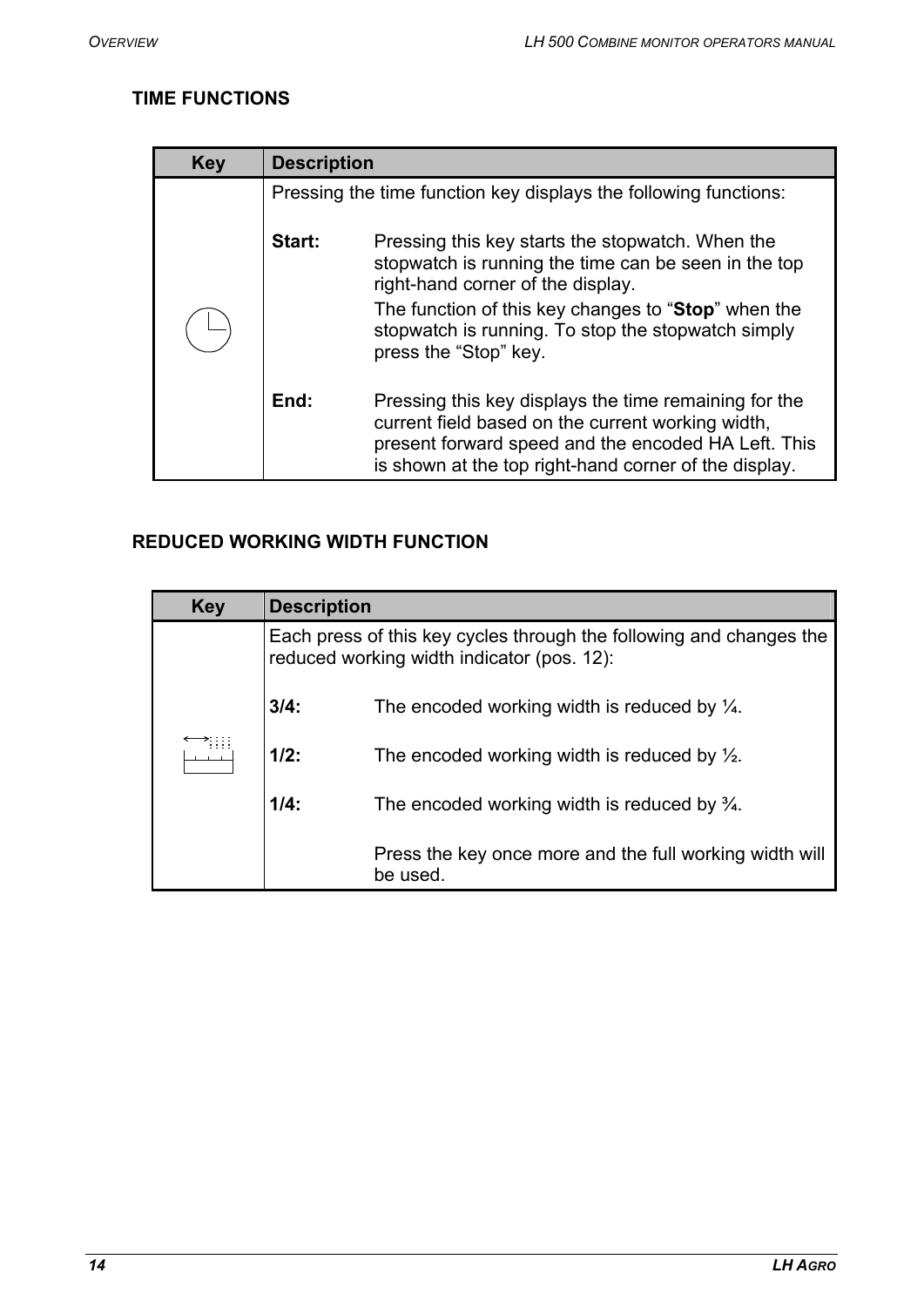## TIME FUNCTIONS

| Key | Description |
|---|---|
| | Pressing the time function key displays the following functions:<br><br>**Start:** Pressing this key starts the stopwatch. When the stopwatch is running the time can be seen in the top right-hand corner of the display.<br>The function of this key changes to “**Stop**” when the stopwatch is running. To stop the stopwatch simply press the “Stop” key.<br><br>**End:** Pressing this key displays the time remaining for the current field based on the current working width, present forward speed and the encoded HA Left. This is shown at the top right-hand corner of the display. |

## REDUCED WORKING WIDTH FUNCTION

| Key | Description |
|---|---|
| | Each press of this key cycles through the following and changes the reduced working width indicator (pos. 12):<br><br>**3/4:** The encoded working width is reduced by ¼.<br><br>**1/2:** The encoded working width is reduced by ½.<br><br>**1/4:** The encoded working width is reduced by ¾.<br><br>Press the key once more and the full working width will be used. |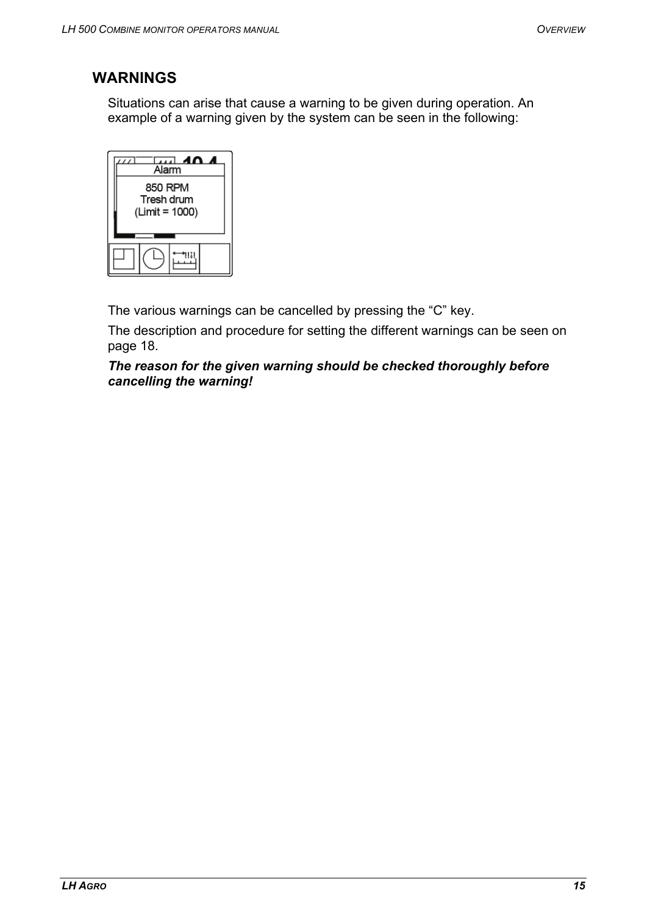## WARNINGS

Situations can arise that cause a warning to be given during operation. An example of a warning given by the system can be seen in the following:

The various warnings can be cancelled by pressing the “C” key.

The description and procedure for setting the different warnings can be seen on page 18.

***The reason for the given warning should be checked thoroughly before cancelling the warning!***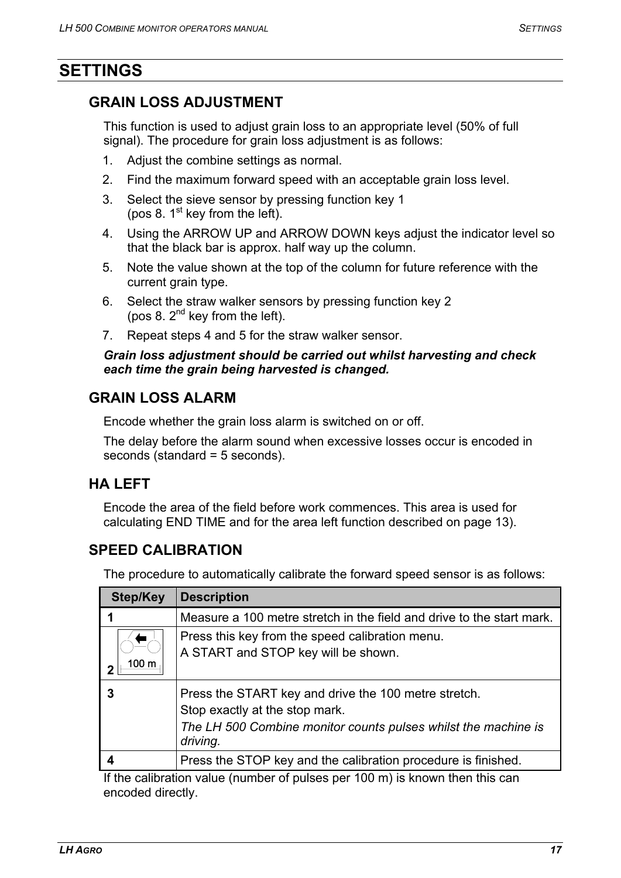# SETTINGS

## GRAIN LOSS ADJUSTMENT

This function is used to adjust grain loss to an appropriate level (50% of full signal). The procedure for grain loss adjustment is as follows:

1. Adjust the combine settings as normal.
2. Find the maximum forward speed with an acceptable grain loss level.
3. Select the sieve sensor by pressing function key 1 (pos 8. 1st key from the left).
4. Using the ARROW UP and ARROW DOWN keys adjust the indicator level so that the black bar is approx. half way up the column.
5. Note the value shown at the top of the column for future reference with the current grain type.
6. Select the straw walker sensors by pressing function key 2 (pos 8. 2nd key from the left).
7. Repeat steps 4 and 5 for the straw walker sensor.

***Grain loss adjustment should be carried out whilst harvesting and check each time the grain being harvested is changed.***

## GRAIN LOSS ALARM

Encode whether the grain loss alarm is switched on or off.

The delay before the alarm sound when excessive losses occur is encoded in seconds (standard = 5 seconds).

## HA LEFT

Encode the area of the field before work commences. This area is used for calculating END TIME and for the area left function described on page 13).

## SPEED CALIBRATION

The procedure to automatically calibrate the forward speed sensor is as follows:

| Step/Key | Description |
|---|---|
| **1** | Measure a 100 metre stretch in the field and drive to the start mark. |
| **2** [100 m key] | Press this key from the speed calibration menu.<br>A START and STOP key will be shown. |
| **3** | Press the START key and drive the 100 metre stretch.<br>Stop exactly at the stop mark.<br>*The LH 500 Combine monitor counts pulses whilst the machine is driving.* |
| **4** | Press the STOP key and the calibration procedure is finished. |

If the calibration value (number of pulses per 100 m) is known then this can encoded directly.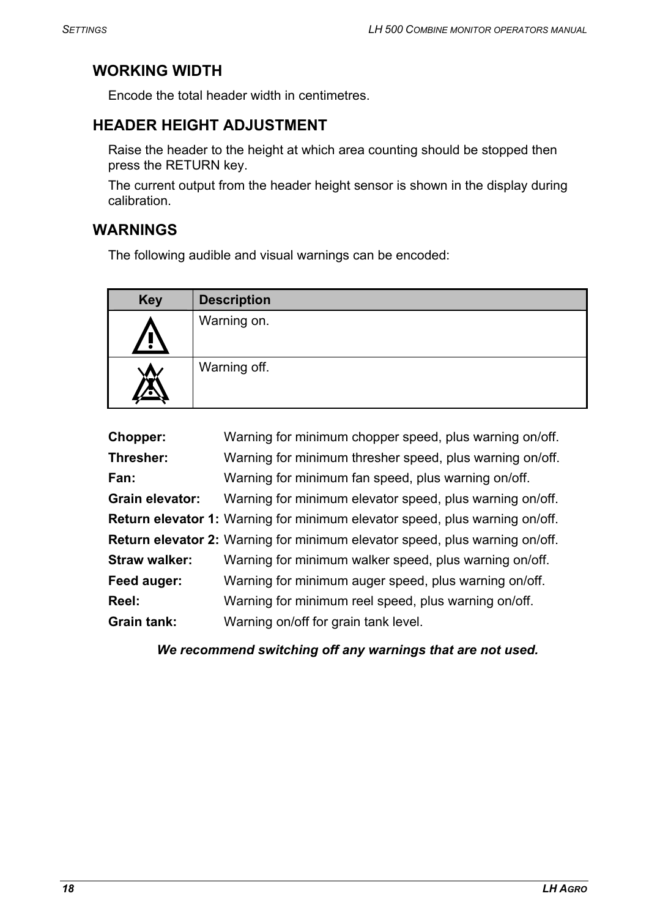## WORKING WIDTH

Encode the total header width in centimetres.

## HEADER HEIGHT ADJUSTMENT

Raise the header to the height at which area counting should be stopped then press the RETURN key.

The current output from the header height sensor is shown in the display during calibration.

## WARNINGS

The following audible and visual warnings can be encoded:

| Key | Description |
|---|---|
| ⚠ | Warning on. |
| ⚠ (crossed out) | Warning off. |

**Chopper:** Warning for minimum chopper speed, plus warning on/off.

**Thresher:** Warning for minimum thresher speed, plus warning on/off.

**Fan:** Warning for minimum fan speed, plus warning on/off.

**Grain elevator:** Warning for minimum elevator speed, plus warning on/off.

**Return elevator 1:** Warning for minimum elevator speed, plus warning on/off.

**Return elevator 2:** Warning for minimum elevator speed, plus warning on/off.

**Straw walker:** Warning for minimum walker speed, plus warning on/off.

**Feed auger:** Warning for minimum auger speed, plus warning on/off.

**Reel:** Warning for minimum reel speed, plus warning on/off.

**Grain tank:** Warning on/off for grain tank level.

***We recommend switching off any warnings that are not used.***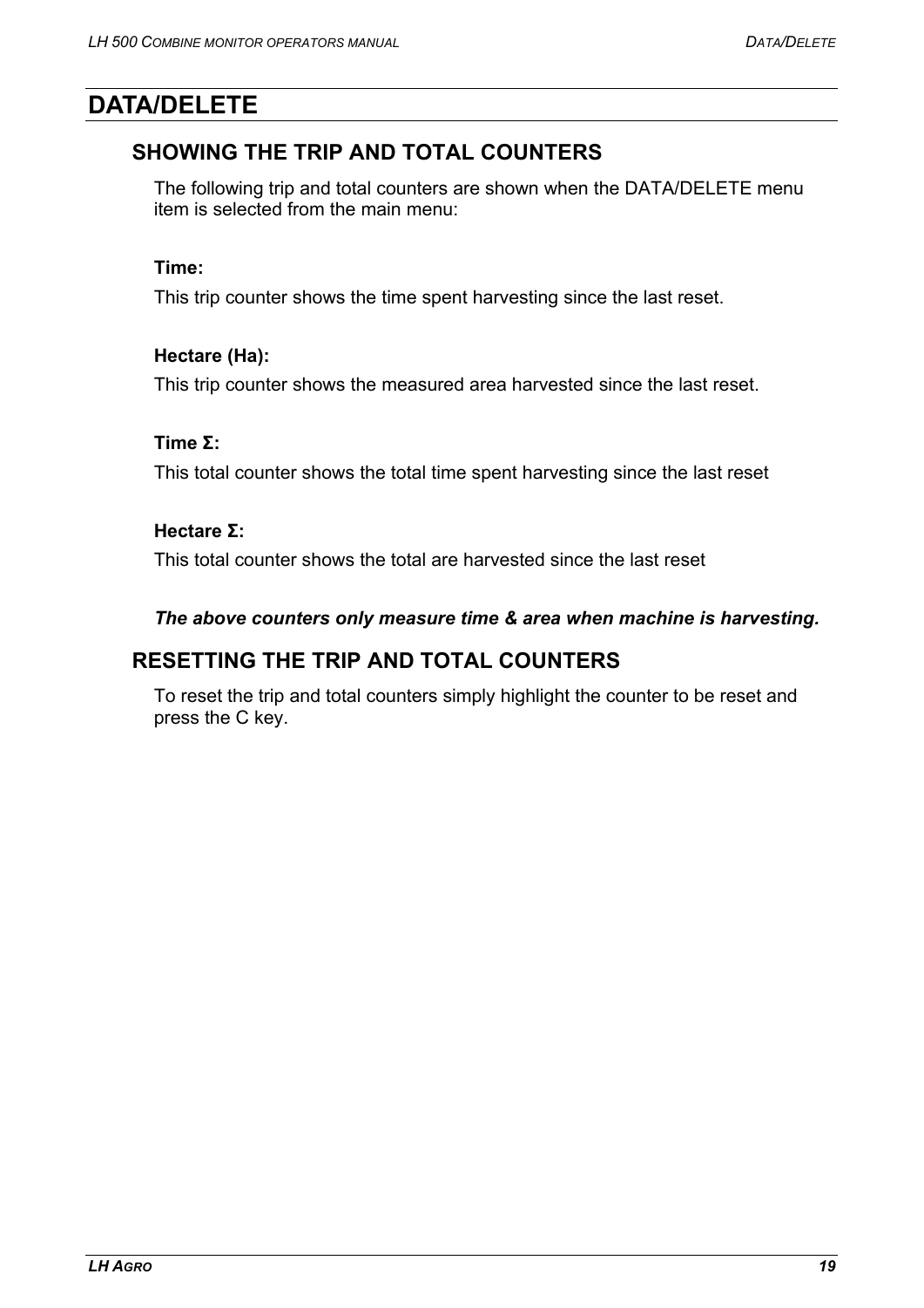# DATA/DELETE

## SHOWING THE TRIP AND TOTAL COUNTERS

The following trip and total counters are shown when the DATA/DELETE menu item is selected from the main menu:

**Time:**

This trip counter shows the time spent harvesting since the last reset.

**Hectare (Ha):**

This trip counter shows the measured area harvested since the last reset.

**Time Σ:**

This total counter shows the total time spent harvesting since the last reset

**Hectare Σ:**

This total counter shows the total are harvested since the last reset

***The above counters only measure time & area when machine is harvesting.***

## RESETTING THE TRIP AND TOTAL COUNTERS

To reset the trip and total counters simply highlight the counter to be reset and press the C key.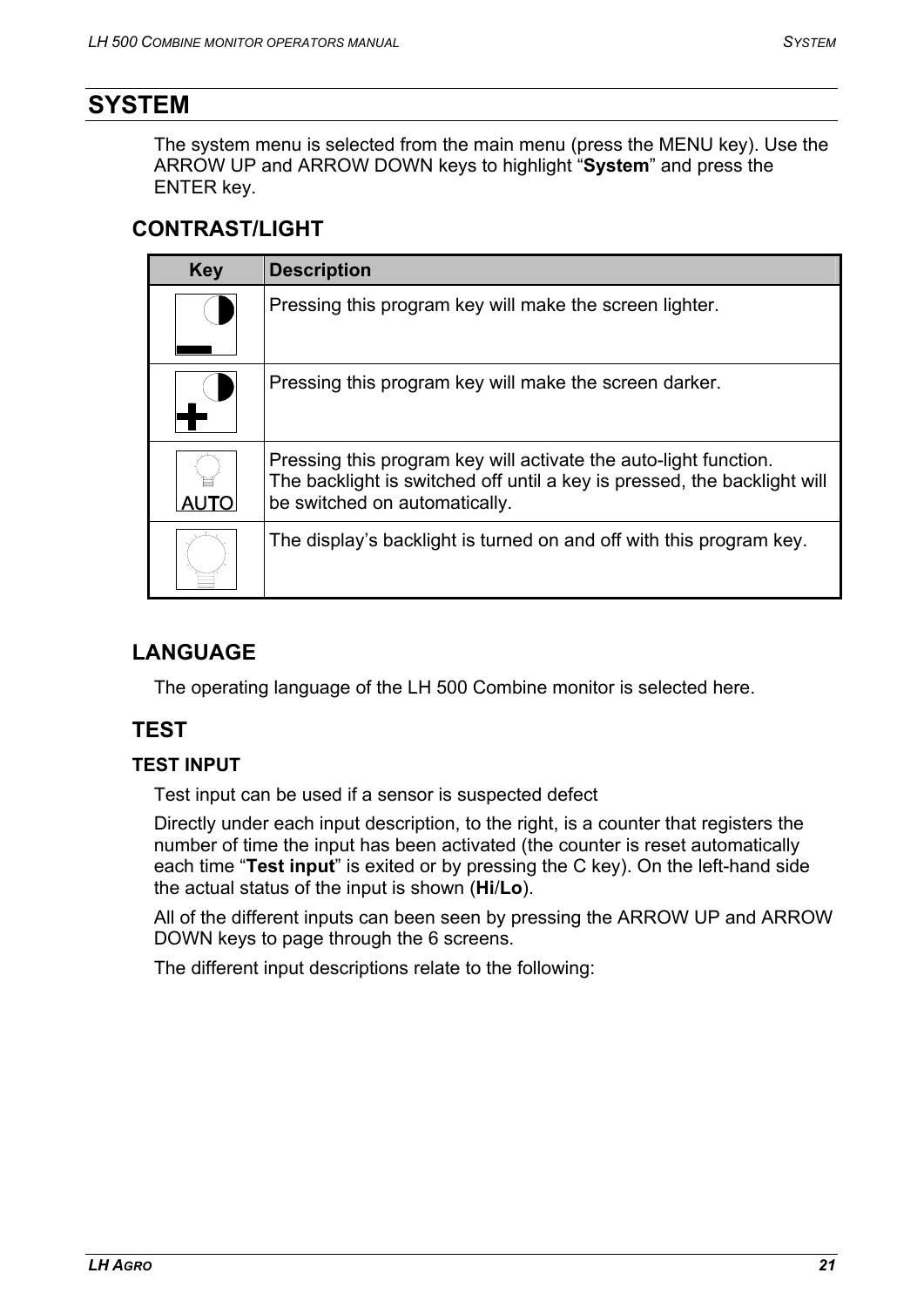# SYSTEM

The system menu is selected from the main menu (press the MENU key). Use the ARROW UP and ARROW DOWN keys to highlight "**System**" and press the ENTER key.

## CONTRAST/LIGHT

| Key | Description |
|---|---|
| | Pressing this program key will make the screen lighter. |
| | Pressing this program key will make the screen darker. |
| AUTO | Pressing this program key will activate the auto-light function.<br>The backlight is switched off until a key is pressed, the backlight will be switched on automatically. |
| | The display's backlight is turned on and off with this program key. |

## LANGUAGE

The operating language of the LH 500 Combine monitor is selected here.

## TEST

### TEST INPUT

Test input can be used if a sensor is suspected defect

Directly under each input description, to the right, is a counter that registers the number of time the input has been activated (the counter is reset automatically each time "**Test input**" is exited or by pressing the C key). On the left-hand side the actual status of the input is shown (**Hi**/**Lo**).

All of the different inputs can been seen by pressing the ARROW UP and ARROW DOWN keys to page through the 6 screens.

The different input descriptions relate to the following: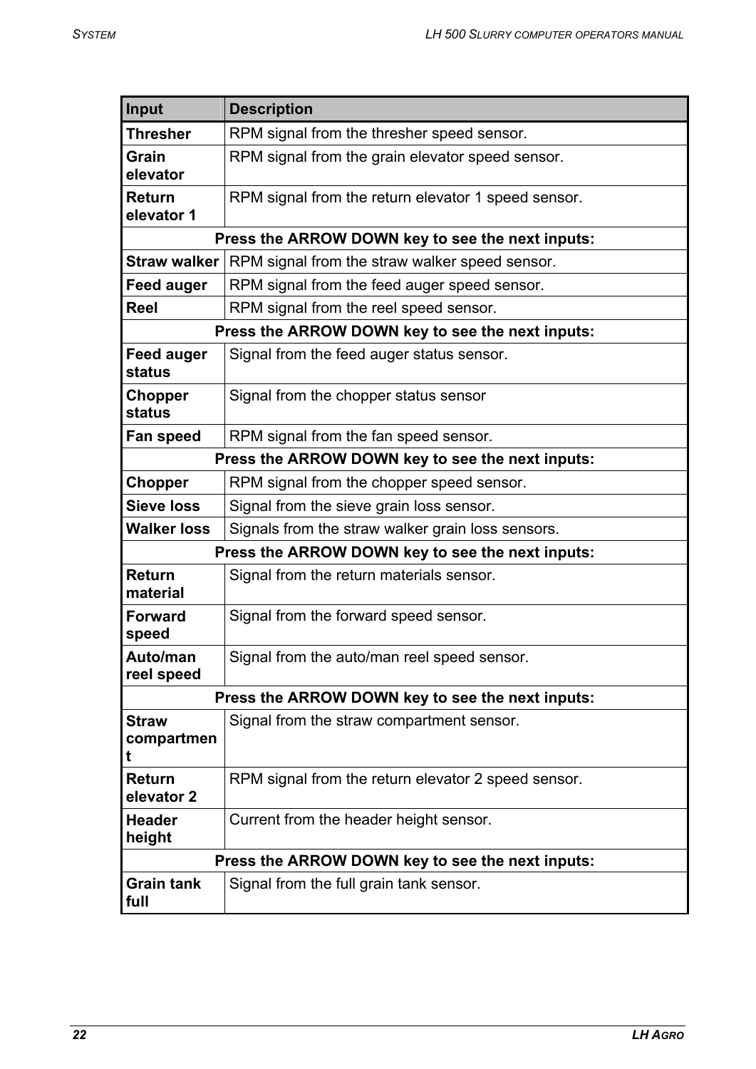| Input | Description |
| --- | --- |
| **Thresher** | RPM signal from the thresher speed sensor. |
| **Grain elevator** | RPM signal from the grain elevator speed sensor. |
| **Return elevator 1** | RPM signal from the return elevator 1 speed sensor. |
| **Press the ARROW DOWN key to see the next inputs:** | |
| **Straw walker** | RPM signal from the straw walker speed sensor. |
| **Feed auger** | RPM signal from the feed auger speed sensor. |
| **Reel** | RPM signal from the reel speed sensor. |
| **Press the ARROW DOWN key to see the next inputs:** | |
| **Feed auger status** | Signal from the feed auger status sensor. |
| **Chopper status** | Signal from the chopper status sensor |
| **Fan speed** | RPM signal from the fan speed sensor. |
| **Press the ARROW DOWN key to see the next inputs:** | |
| **Chopper** | RPM signal from the chopper speed sensor. |
| **Sieve loss** | Signal from the sieve grain loss sensor. |
| **Walker loss** | Signals from the straw walker grain loss sensors. |
| **Press the ARROW DOWN key to see the next inputs:** | |
| **Return material** | Signal from the return materials sensor. |
| **Forward speed** | Signal from the forward speed sensor. |
| **Auto/man reel speed** | Signal from the auto/man reel speed sensor. |
| **Press the ARROW DOWN key to see the next inputs:** | |
| **Straw compartment** | Signal from the straw compartment sensor. |
| **Return elevator 2** | RPM signal from the return elevator 2 speed sensor. |
| **Header height** | Current from the header height sensor. |
| **Press the ARROW DOWN key to see the next inputs:** | |
| **Grain tank full** | Signal from the full grain tank sensor. |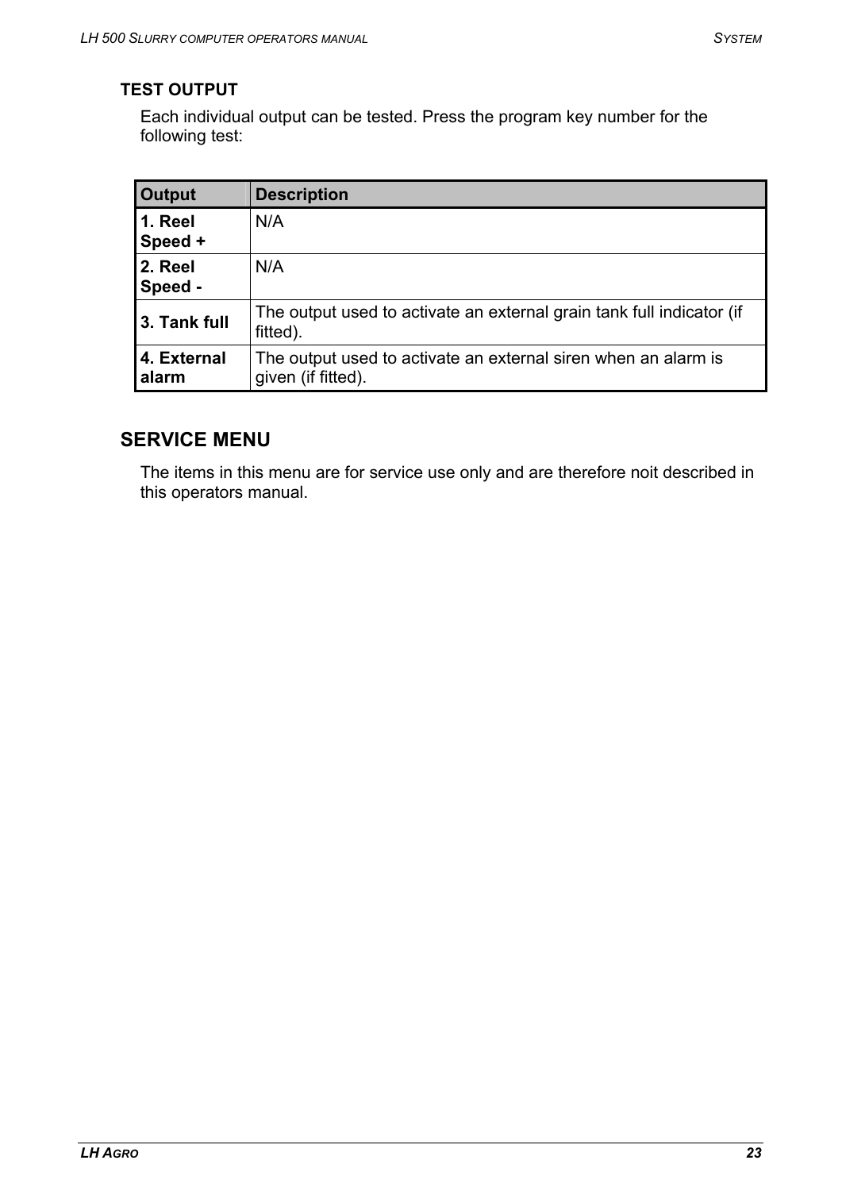### TEST OUTPUT

Each individual output can be tested. Press the program key number for the following test:

| Output | Description |
|---|---|
| **1. Reel Speed +** | N/A |
| **2. Reel Speed -** | N/A |
| **3. Tank full** | The output used to activate an external grain tank full indicator (if fitted). |
| **4. External alarm** | The output used to activate an external siren when an alarm is given (if fitted). |

## SERVICE MENU

The items in this menu are for service use only and are therefore noit described in this operators manual.